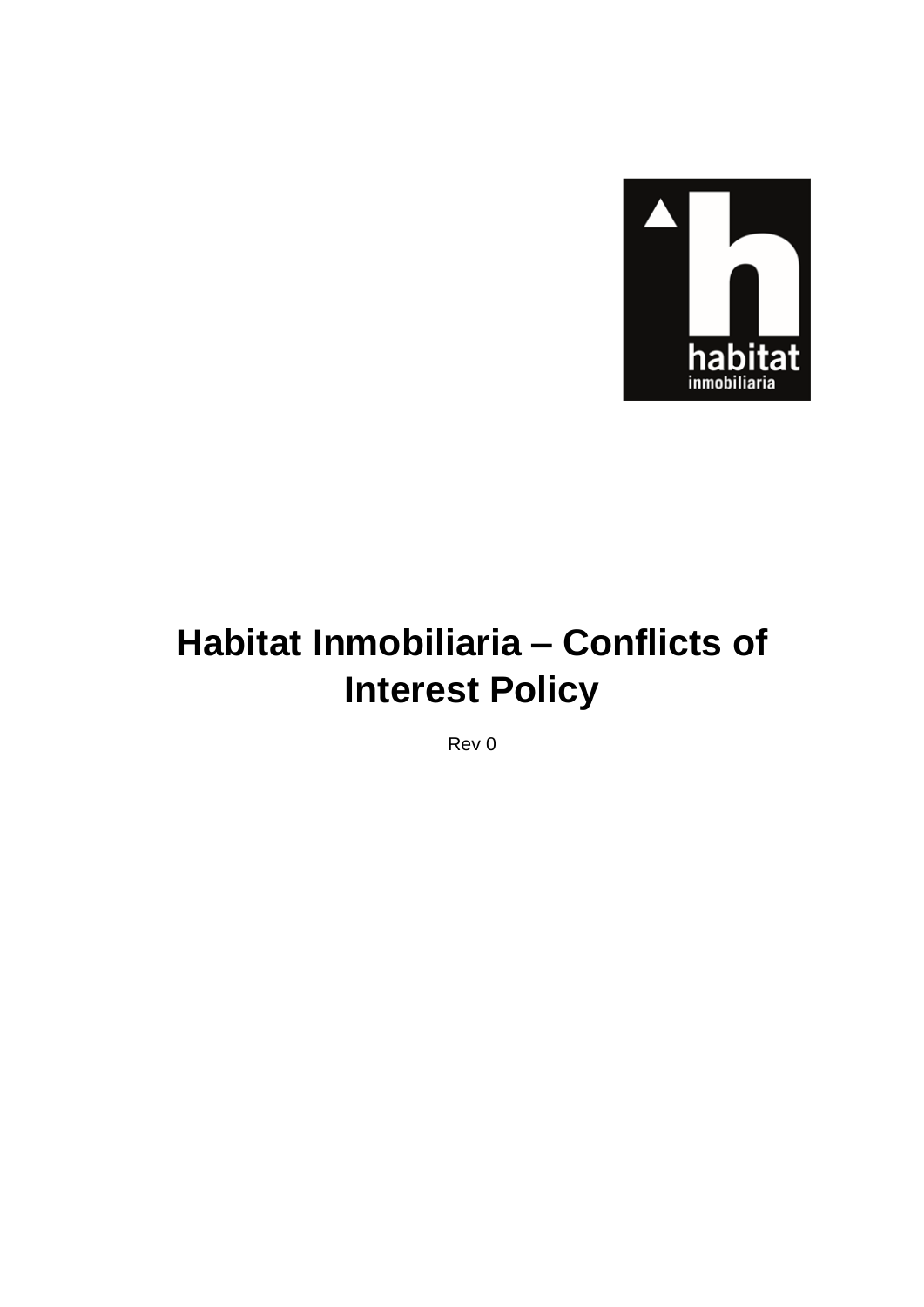# Habitat Inmobiliaria – Conflicts of Interest Policy

Rev 0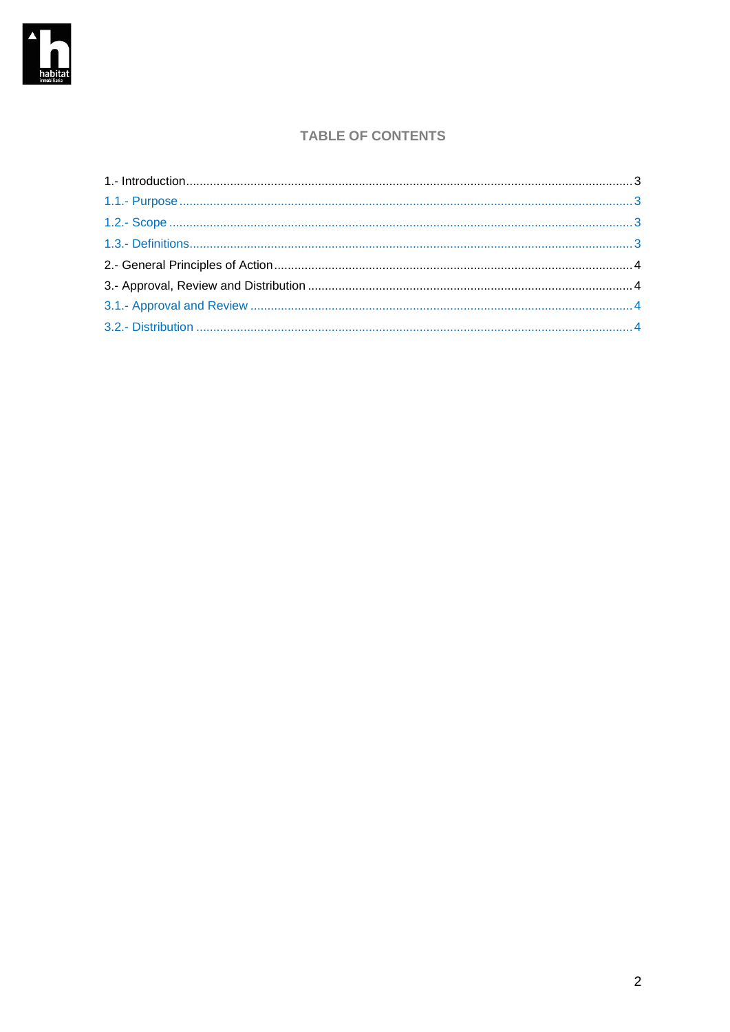## TABLE OF CONTENTS

1.- Introduction .......... 3

1.1.- Purpose .......... 3

1.2.- Scope .......... 3

1.3.- Definitions .......... 3

2.- General Principles of Action .......... 4

3.- Approval, Review and Distribution .......... 4

3.1.- Approval and Review .......... 4

3.2.- Distribution .......... 4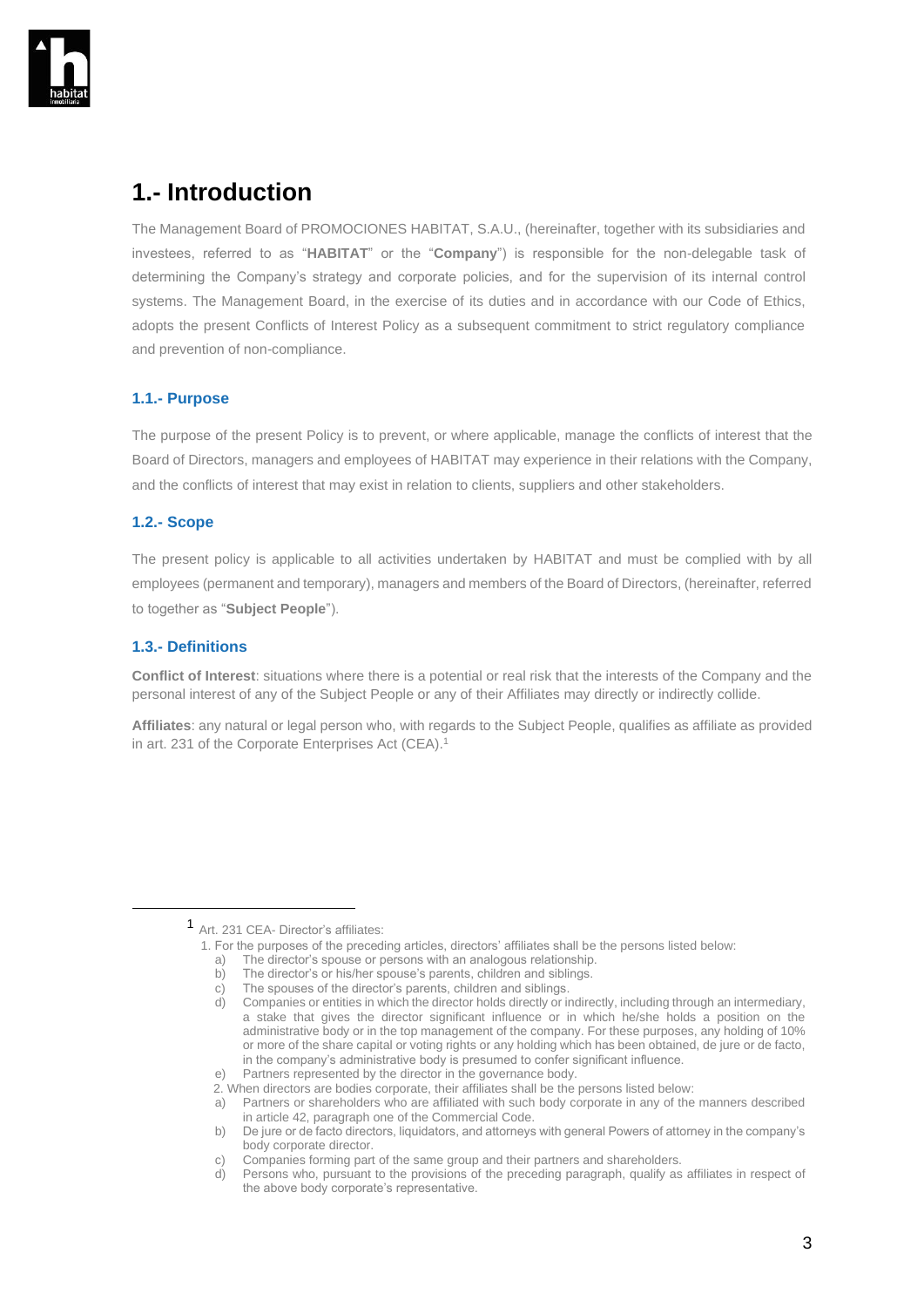# 1.- Introduction

The Management Board of PROMOCIONES HABITAT, S.A.U., (hereinafter, together with its subsidiaries and investees, referred to as "**HABITAT**" or the "**Company**") is responsible for the non-delegable task of determining the Company's strategy and corporate policies, and for the supervision of its internal control systems. The Management Board, in the exercise of its duties and in accordance with our Code of Ethics, adopts the present Conflicts of Interest Policy as a subsequent commitment to strict regulatory compliance and prevention of non-compliance.

## 1.1.- Purpose

The purpose of the present Policy is to prevent, or where applicable, manage the conflicts of interest that the Board of Directors, managers and employees of HABITAT may experience in their relations with the Company, and the conflicts of interest that may exist in relation to clients, suppliers and other stakeholders.

## 1.2.- Scope

The present policy is applicable to all activities undertaken by HABITAT and must be complied with by all employees (permanent and temporary), managers and members of the Board of Directors, (hereinafter, referred to together as "**Subject People**").

## 1.3.- Definitions

**Conflict of Interest**: situations where there is a potential or real risk that the interests of the Company and the personal interest of any of the Subject People or any of their Affiliates may directly or indirectly collide.

**Affiliates**: any natural or legal person who, with regards to the Subject People, qualifies as affiliate as provided in art. 231 of the Corporate Enterprises Act (CEA).[1]

---

[1] Art. 231 CEA- Director's affiliates:

1. For the purposes of the preceding articles, directors' affiliates shall be the persons listed below:
   a) The director's spouse or persons with an analogous relationship.
   b) The director's or his/her spouse's parents, children and siblings.
   c) The spouses of the director's parents, children and siblings.
   d) Companies or entities in which the director holds directly or indirectly, including through an intermediary, a stake that gives the director significant influence or in which he/she holds a position on the administrative body or in the top management of the company. For these purposes, any holding of 10% or more of the share capital or voting rights or any holding which has been obtained, de jure or de facto, in the company's administrative body is presumed to confer significant influence.
   e) Partners represented by the director in the governance body.
2. When directors are bodies corporate, their affiliates shall be the persons listed below:
   a) Partners or shareholders who are affiliated with such body corporate in any of the manners described in article 42, paragraph one of the Commercial Code.
   b) De jure or de facto directors, liquidators, and attorneys with general Powers of attorney in the company's body corporate director.
   c) Companies forming part of the same group and their partners and shareholders.
   d) Persons who, pursuant to the provisions of the preceding paragraph, qualify as affiliates in respect of the above body corporate's representative.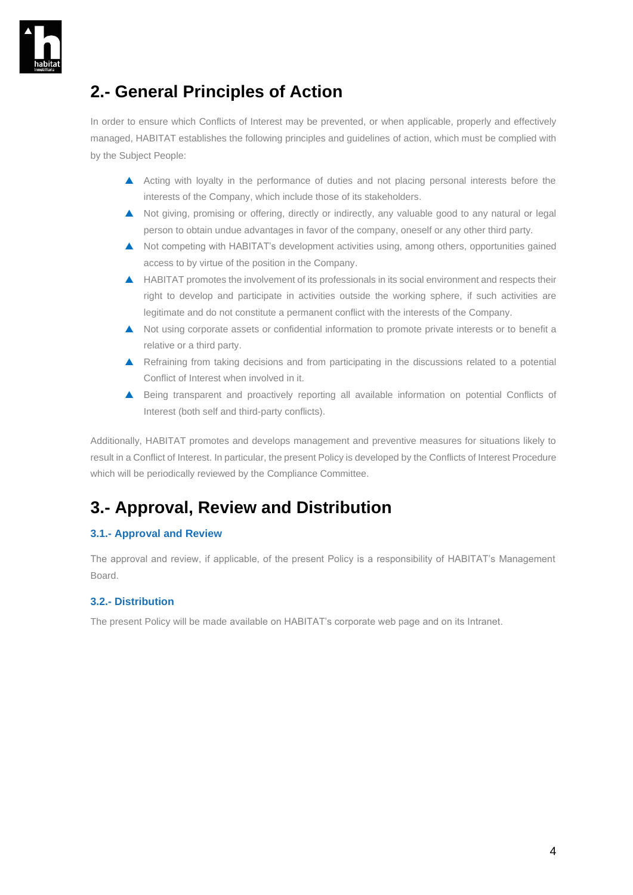## 2.- General Principles of Action

In order to ensure which Conflicts of Interest may be prevented, or when applicable, properly and effectively managed, HABITAT establishes the following principles and guidelines of action, which must be complied with by the Subject People:

- Acting with loyalty in the performance of duties and not placing personal interests before the interests of the Company, which include those of its stakeholders.
- Not giving, promising or offering, directly or indirectly, any valuable good to any natural or legal person to obtain undue advantages in favor of the company, oneself or any other third party.
- Not competing with HABITAT's development activities using, among others, opportunities gained access to by virtue of the position in the Company.
- HABITAT promotes the involvement of its professionals in its social environment and respects their right to develop and participate in activities outside the working sphere, if such activities are legitimate and do not constitute a permanent conflict with the interests of the Company.
- Not using corporate assets or confidential information to promote private interests or to benefit a relative or a third party.
- Refraining from taking decisions and from participating in the discussions related to a potential Conflict of Interest when involved in it.
- Being transparent and proactively reporting all available information on potential Conflicts of Interest (both self and third-party conflicts).

Additionally, HABITAT promotes and develops management and preventive measures for situations likely to result in a Conflict of Interest. In particular, the present Policy is developed by the Conflicts of Interest Procedure which will be periodically reviewed by the Compliance Committee.

## 3.- Approval, Review and Distribution

### 3.1.- Approval and Review

The approval and review, if applicable, of the present Policy is a responsibility of HABITAT's Management Board.

### 3.2.- Distribution

The present Policy will be made available on HABITAT's corporate web page and on its Intranet.